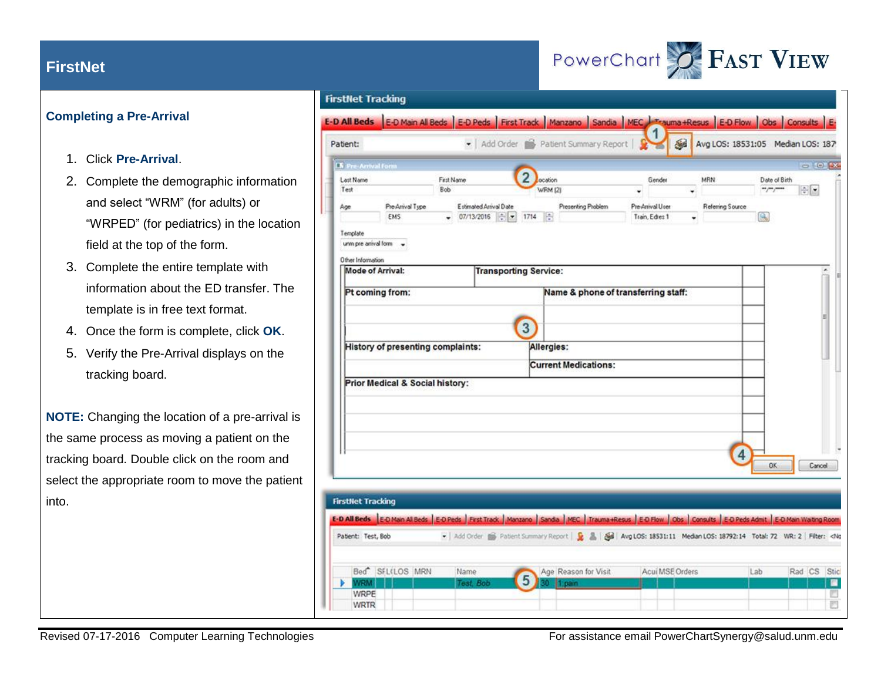# FirstNet

## Completing a Pre-Arrival

1. Click **Pre-Arrival**.
2. Complete the demographic information and select "WRM" (for adults) or "WRPED" (for pediatrics) in the location field at the top of the form.
3. Complete the entire template with information about the ED transfer. The template is in free text format.
4. Once the form is complete, click **OK**.
5. Verify the Pre-Arrival displays on the tracking board.

**NOTE:** Changing the location of a pre-arrival is the same process as moving a patient on the tracking board. Double click on the room and select the appropriate room to move the patient into.

Revised 07-17-2016 Computer Learning Technologies

For assistance email PowerChartSynergy@salud.unm.edu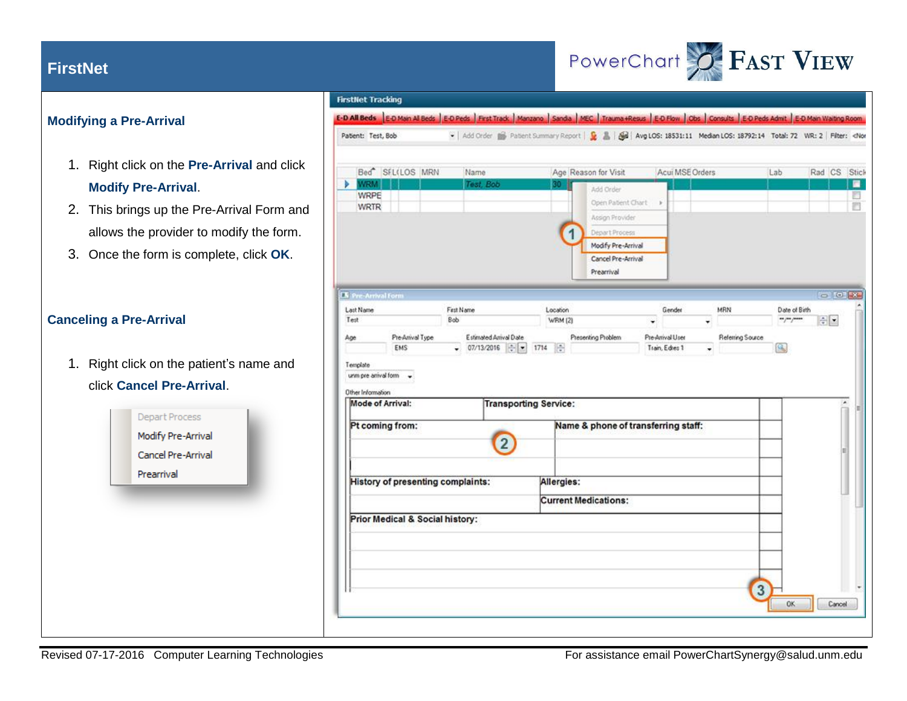# FirstNet

PowerChart FAST VIEW

## Modifying a Pre-Arrival

1. Right click on the **Pre-Arrival** and click **Modify Pre-Arrival**.
2. This brings up the Pre-Arrival Form and allows the provider to modify the form.
3. Once the form is complete, click **OK**.

## Canceling a Pre-Arrival

1. Right click on the patient's name and click **Cancel Pre-Arrival**.

Revised 07-17-2016 Computer Learning Technologies

For assistance email PowerChartSynergy@salud.unm.edu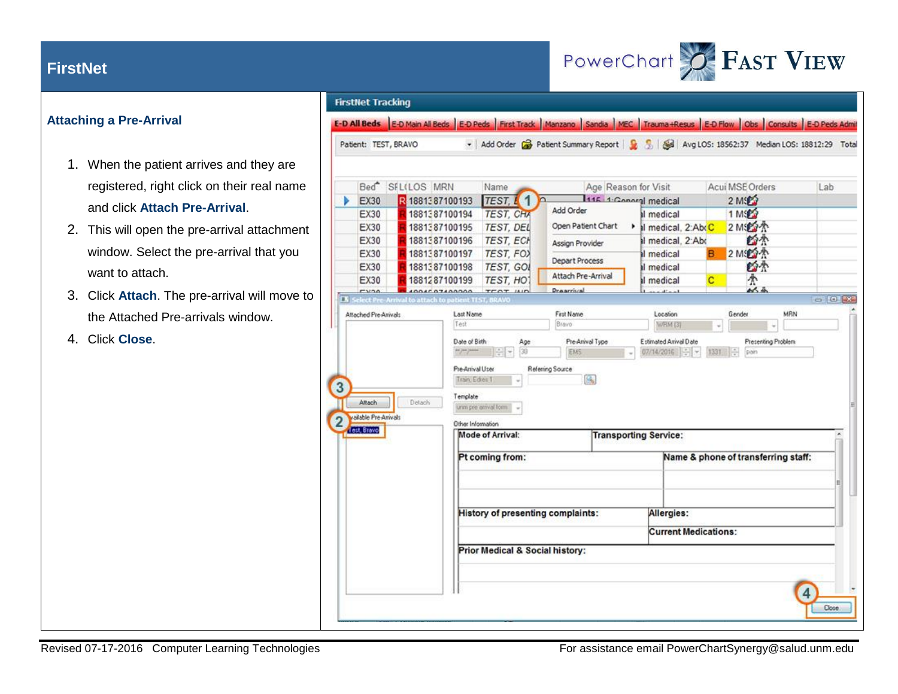## Attaching a Pre-Arrival

1. When the patient arrives and they are registered, right click on their real name and click **Attach Pre-Arrival**.
2. This will open the pre-arrival attachment window. Select the pre-arrival that you want to attach.
3. Click **Attach**. The pre-arrival will move to the Attached Pre-arrivals window.
4. Click **Close**.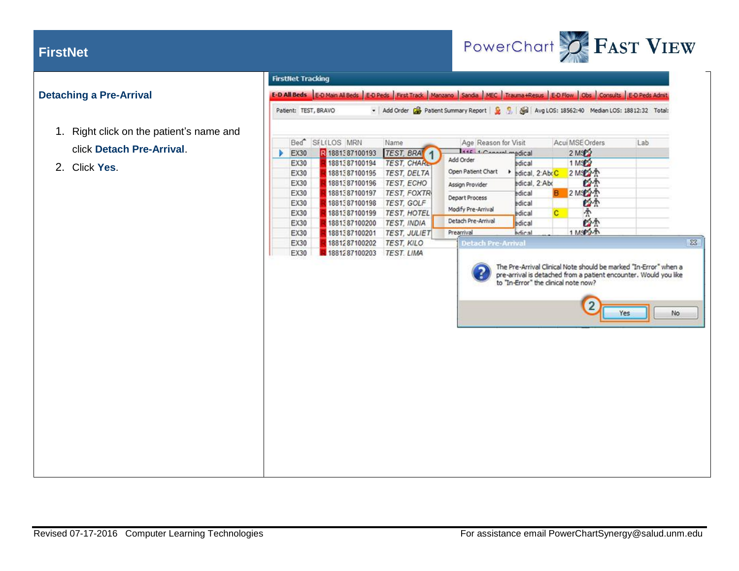# FirstNet

## Detaching a Pre-Arrival

1. Right click on the patient's name and click **Detach Pre-Arrival**.
2. Click **Yes**.